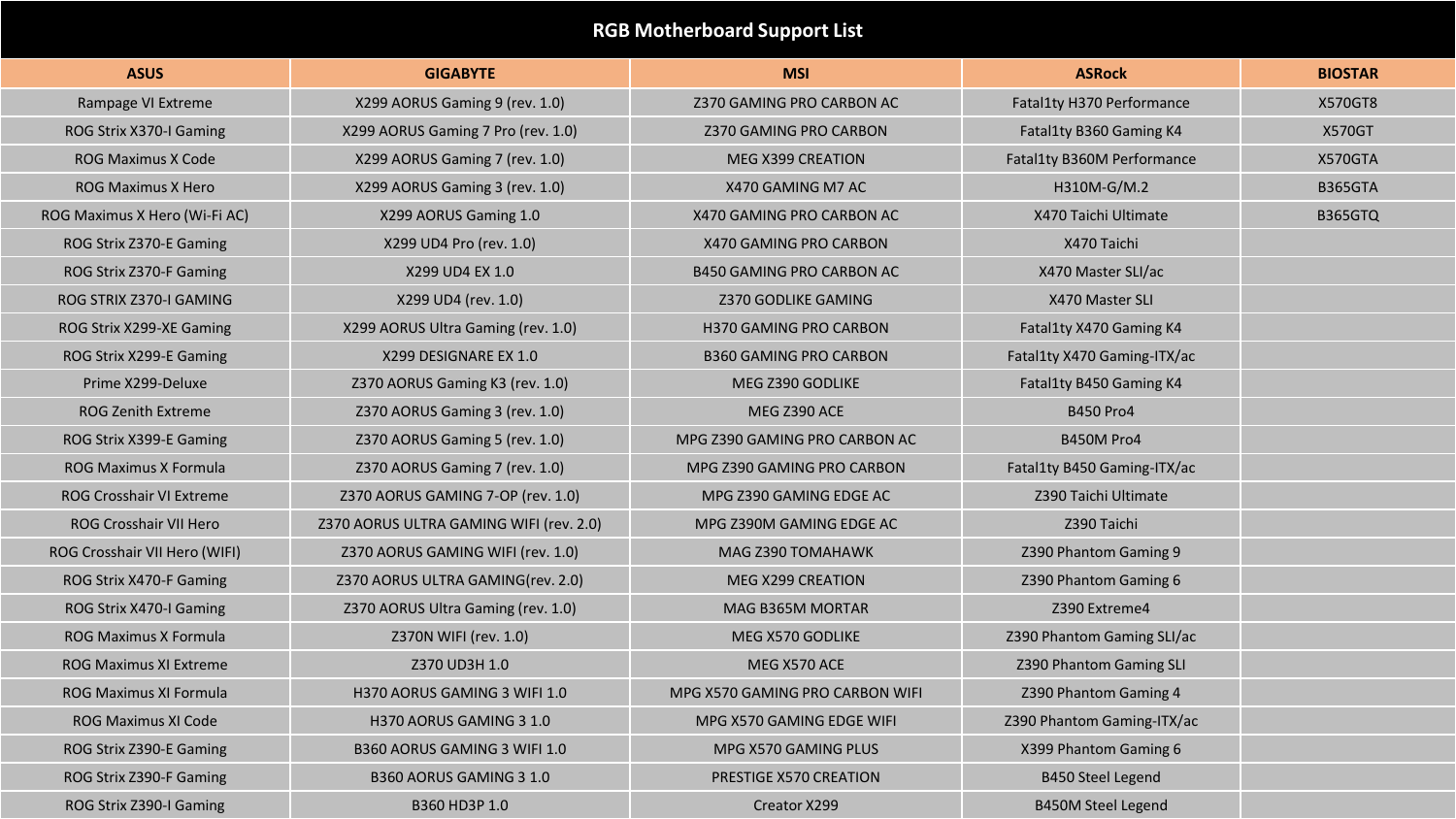# RGB Motherboard Support List

| ASUS | GIGABYTE | MSI | ASRock | BIOSTAR |
| --- | --- | --- | --- | --- |
| Rampage VI Extreme | X299 AORUS Gaming 9 (rev. 1.0) | Z370 GAMING PRO CARBON AC | Fatal1ty H370 Performance | X570GT8 |
| ROG Strix X370-I Gaming | X299 AORUS Gaming 7 Pro (rev. 1.0) | Z370 GAMING PRO CARBON | Fatal1ty B360 Gaming K4 | X570GT |
| ROG Maximus X Code | X299 AORUS Gaming 7 (rev. 1.0) | MEG X399 CREATION | Fatal1ty B360M Performance | X570GTA |
| ROG Maximus X Hero | X299 AORUS Gaming 3 (rev. 1.0) | X470 GAMING M7 AC | H310M-G/M.2 | B365GTA |
| ROG Maximus X Hero (Wi-Fi AC) | X299 AORUS Gaming 1.0 | X470 GAMING PRO CARBON AC | X470 Taichi Ultimate | B365GTQ |
| ROG Strix Z370-E Gaming | X299 UD4 Pro (rev. 1.0) | X470 GAMING PRO CARBON | X470 Taichi | |
| ROG Strix Z370-F Gaming | X299 UD4 EX 1.0 | B450 GAMING PRO CARBON AC | X470 Master SLI/ac | |
| ROG STRIX Z370-I GAMING | X299 UD4 (rev. 1.0) | Z370 GODLIKE GAMING | X470 Master SLI | |
| ROG Strix X299-XE Gaming | X299 AORUS Ultra Gaming (rev. 1.0) | H370 GAMING PRO CARBON | Fatal1ty X470 Gaming K4 | |
| ROG Strix X299-E Gaming | X299 DESIGNARE EX 1.0 | B360 GAMING PRO CARBON | Fatal1ty X470 Gaming-ITX/ac | |
| Prime X299-Deluxe | Z370 AORUS Gaming K3 (rev. 1.0) | MEG Z390 GODLIKE | Fatal1ty B450 Gaming K4 | |
| ROG Zenith Extreme | Z370 AORUS Gaming 3 (rev. 1.0) | MEG Z390 ACE | B450 Pro4 | |
| ROG Strix X399-E Gaming | Z370 AORUS Gaming 5 (rev. 1.0) | MPG Z390 GAMING PRO CARBON AC | B450M Pro4 | |
| ROG Maximus X Formula | Z370 AORUS Gaming 7 (rev. 1.0) | MPG Z390 GAMING PRO CARBON | Fatal1ty B450 Gaming-ITX/ac | |
| ROG Crosshair VI Extreme | Z370 AORUS GAMING 7-OP (rev. 1.0) | MPG Z390 GAMING EDGE AC | Z390 Taichi Ultimate | |
| ROG Crosshair VII Hero | Z370 AORUS ULTRA GAMING WIFI (rev. 2.0) | MPG Z390M GAMING EDGE AC | Z390 Taichi | |
| ROG Crosshair VII Hero (WIFI) | Z370 AORUS GAMING WIFI (rev. 1.0) | MAG Z390 TOMAHAWK | Z390 Phantom Gaming 9 | |
| ROG Strix X470-F Gaming | Z370 AORUS ULTRA GAMING(rev. 2.0) | MEG X299 CREATION | Z390 Phantom Gaming 6 | |
| ROG Strix X470-I Gaming | Z370 AORUS Ultra Gaming (rev. 1.0) | MAG B365M MORTAR | Z390 Extreme4 | |
| ROG Maximus X Formula | Z370N WIFI (rev. 1.0) | MEG X570 GODLIKE | Z390 Phantom Gaming SLI/ac | |
| ROG Maximus XI Extreme | Z370 UD3H 1.0 | MEG X570 ACE | Z390 Phantom Gaming SLI | |
| ROG Maximus XI Formula | H370 AORUS GAMING 3 WIFI 1.0 | MPG X570 GAMING PRO CARBON WIFI | Z390 Phantom Gaming 4 | |
| ROG Maximus XI Code | H370 AORUS GAMING 3 1.0 | MPG X570 GAMING EDGE WIFI | Z390 Phantom Gaming-ITX/ac | |
| ROG Strix Z390-E Gaming | B360 AORUS GAMING 3 WIFI 1.0 | MPG X570 GAMING PLUS | X399 Phantom Gaming 6 | |
| ROG Strix Z390-F Gaming | B360 AORUS GAMING 3 1.0 | PRESTIGE X570 CREATION | B450 Steel Legend | |
| ROG Strix Z390-I Gaming | B360 HD3P 1.0 | Creator X299 | B450M Steel Legend | |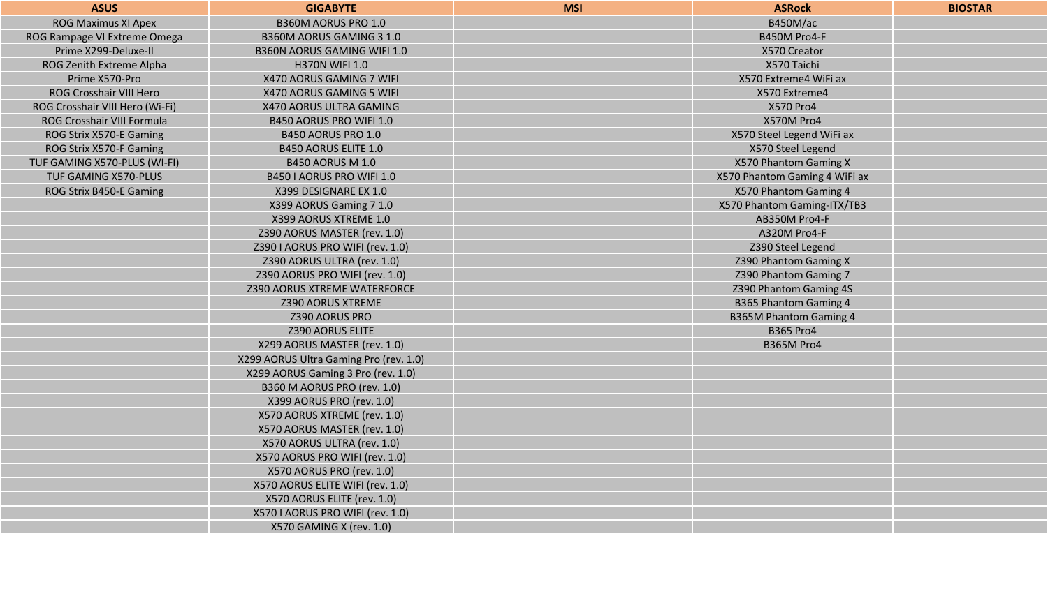| ASUS | GIGABYTE | MSI | ASRock | BIOSTAR |
|---|---|---|---|---|
| ROG Maximus XI Apex | B360M AORUS PRO 1.0 | | B450M/ac | |
| ROG Rampage VI Extreme Omega | B360M AORUS GAMING 3 1.0 | | B450M Pro4-F | |
| Prime X299-Deluxe-II | B360N AORUS GAMING WIFI 1.0 | | X570 Creator | |
| ROG Zenith Extreme Alpha | H370N WIFI 1.0 | | X570 Taichi | |
| Prime X570-Pro | X470 AORUS GAMING 7 WIFI | | X570 Extreme4 WiFi ax | |
| ROG Crosshair VIII Hero | X470 AORUS GAMING 5 WIFI | | X570 Extreme4 | |
| ROG Crosshair VIII Hero (Wi-Fi) | X470 AORUS ULTRA GAMING | | X570 Pro4 | |
| ROG Crosshair VIII Formula | B450 AORUS PRO WIFI 1.0 | | X570M Pro4 | |
| ROG Strix X570-E Gaming | B450 AORUS PRO 1.0 | | X570 Steel Legend WiFi ax | |
| ROG Strix X570-F Gaming | B450 AORUS ELITE 1.0 | | X570 Steel Legend | |
| TUF GAMING X570-PLUS (WI-FI) | B450 AORUS M 1.0 | | X570 Phantom Gaming X | |
| TUF GAMING X570-PLUS | B450 I AORUS PRO WIFI 1.0 | | X570 Phantom Gaming 4 WiFi ax | |
| ROG Strix B450-E Gaming | X399 DESIGNARE EX 1.0 | | X570 Phantom Gaming 4 | |
| | X399 AORUS Gaming 7 1.0 | | X570 Phantom Gaming-ITX/TB3 | |
| | X399 AORUS XTREME 1.0 | | AB350M Pro4-F | |
| | Z390 AORUS MASTER (rev. 1.0) | | A320M Pro4-F | |
| | Z390 I AORUS PRO WIFI (rev. 1.0) | | Z390 Steel Legend | |
| | Z390 AORUS ULTRA (rev. 1.0) | | Z390 Phantom Gaming X | |
| | Z390 AORUS PRO WIFI (rev. 1.0) | | Z390 Phantom Gaming 7 | |
| | Z390 AORUS XTREME WATERFORCE | | Z390 Phantom Gaming 4S | |
| | Z390 AORUS XTREME | | B365 Phantom Gaming 4 | |
| | Z390 AORUS PRO | | B365M Phantom Gaming 4 | |
| | Z390 AORUS ELITE | | B365 Pro4 | |
| | X299 AORUS MASTER (rev. 1.0) | | B365M Pro4 | |
| | X299 AORUS Ultra Gaming Pro (rev. 1.0) | | | |
| | X299 AORUS Gaming 3 Pro (rev. 1.0) | | | |
| | B360 M AORUS PRO (rev. 1.0) | | | |
| | X399 AORUS PRO (rev. 1.0) | | | |
| | X570 AORUS XTREME (rev. 1.0) | | | |
| | X570 AORUS MASTER (rev. 1.0) | | | |
| | X570 AORUS ULTRA (rev. 1.0) | | | |
| | X570 AORUS PRO WIFI (rev. 1.0) | | | |
| | X570 AORUS PRO (rev. 1.0) | | | |
| | X570 AORUS ELITE WIFI (rev. 1.0) | | | |
| | X570 AORUS ELITE (rev. 1.0) | | | |
| | X570 I AORUS PRO WIFI (rev. 1.0) | | | |
| | X570 GAMING X (rev. 1.0) | | | |